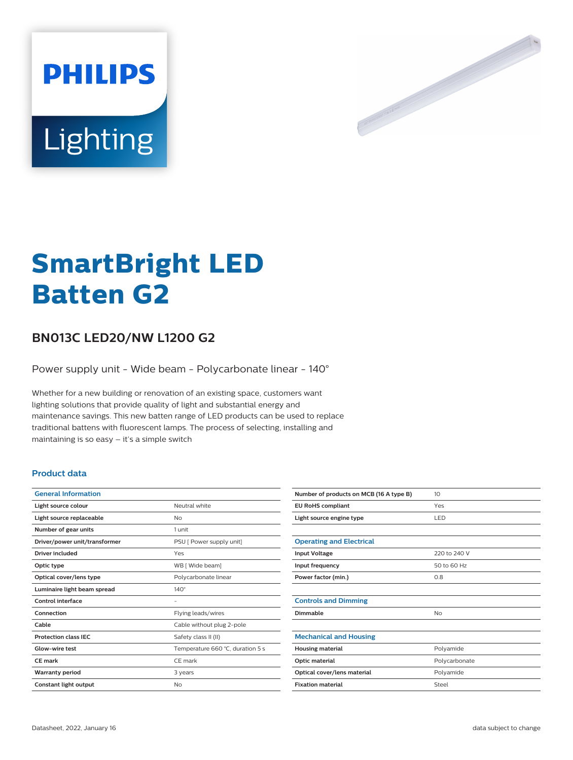PHILIPS

Lighting

# SmartBright LED Batten G2

## BN013C LED20/NW L1200 G2

Power supply unit - Wide beam - Polycarbonate linear - 140°

Whether for a new building or renovation of an existing space, customers want lighting solutions that provide quality of light and substantial energy and maintenance savings. This new batten range of LED products can be used to replace traditional battens with fluorescent lamps. The process of selecting, installing and maintaining is so easy – it's a simple switch

### Product data

| General Information | |
|---|---|
| Light source colour | Neutral white |
| Light source replaceable | No |
| Number of gear units | 1 unit |
| Driver/power unit/transformer | PSU [ Power supply unit] |
| Driver included | Yes |
| Optic type | WB [ Wide beam] |
| Optical cover/lens type | Polycarbonate linear |
| Luminaire light beam spread | 140° |
| Control interface | - |
| Connection | Flying leads/wires |
| Cable | Cable without plug 2-pole |
| Protection class IEC | Safety class II (II) |
| Glow-wire test | Temperature 660 °C, duration 5 s |
| CE mark | CE mark |
| Warranty period | 3 years |
| Constant light output | No |
| Number of products on MCB (16 A type B) | 10 |
| EU RoHS compliant | Yes |
| Light source engine type | LED |

| Operating and Electrical | |
|---|---|
| Input Voltage | 220 to 240 V |
| Input frequency | 50 to 60 Hz |
| Power factor (min.) | 0.8 |

| Controls and Dimming | |
|---|---|
| Dimmable | No |

| Mechanical and Housing | |
|---|---|
| Housing material | Polyamide |
| Optic material | Polycarbonate |
| Optical cover/lens material | Polyamide |
| Fixation material | Steel |

Datasheet, 2022, January 16

data subject to change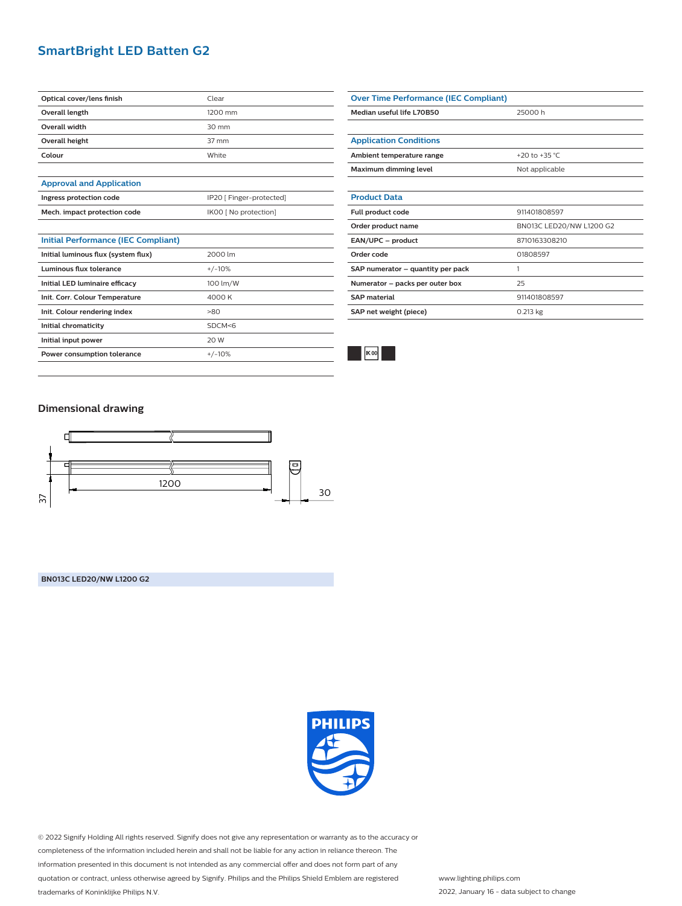# SmartBright LED Batten G2

| | |
|---|---|
| Optical cover/lens finish | Clear |
| Overall length | 1200 mm |
| Overall width | 30 mm |
| Overall height | 37 mm |
| Colour | White |

## Approval and Application

| | |
|---|---|
| Ingress protection code | IP20 [ Finger-protected] |
| Mech. impact protection code | IK00 [ No protection] |

## Initial Performance (IEC Compliant)

| | |
|---|---|
| Initial luminous flux (system flux) | 2000 lm |
| Luminous flux tolerance | +/-10% |
| Initial LED luminaire efficacy | 100 lm/W |
| Init. Corr. Colour Temperature | 4000 K |
| Init. Colour rendering index | >80 |
| Initial chromaticity | SDCM<6 |
| Initial input power | 20 W |
| Power consumption tolerance | +/-10% |

## Over Time Performance (IEC Compliant)

| | |
|---|---|
| Median useful life L70B50 | 25000 h |

## Application Conditions

| | |
|---|---|
| Ambient temperature range | +20 to +35 °C |
| Maximum dimming level | Not applicable |

## Product Data

| | |
|---|---|
| Full product code | 911401808597 |
| Order product name | BN013C LED20/NW L1200 G2 |
| EAN/UPC – product | 8710163308210 |
| Order code | 01808597 |
| SAP numerator – quantity per pack | 1 |
| Numerator – packs per outer box | 25 |
| SAP material | 911401808597 |
| SAP net weight (piece) | 0.213 kg |

IK 00

## Dimensional drawing

1200

37

30

**BN013C LED20/NW L1200 G2**

© 2022 Signify Holding All rights reserved. Signify does not give any representation or warranty as to the accuracy or completeness of the information included herein and shall not be liable for any action in reliance thereon. The information presented in this document is not intended as any commercial offer and does not form part of any quotation or contract, unless otherwise agreed by Signify. Philips and the Philips Shield Emblem are registered trademarks of Koninklijke Philips N.V.

www.lighting.philips.com

2022, January 16 - data subject to change